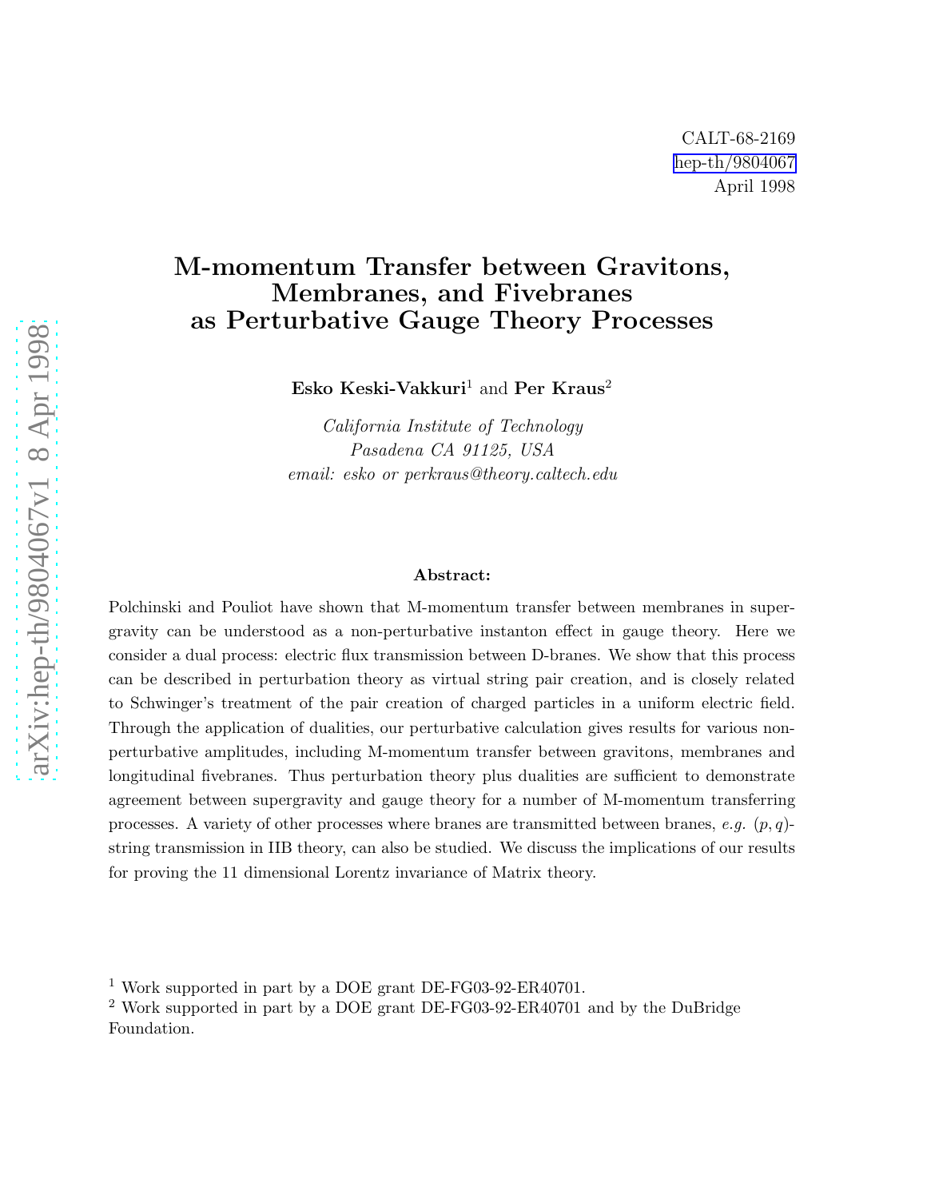CALT-68-2169
hep-th/9804067
April 1998

# M-momentum Transfer between Gravitons, Membranes, and Fivebranes as Perturbative Gauge Theory Processes

**Esko Keski-Vakkuri**[1] and **Per Kraus**[2]

*California Institute of Technology*
*Pasadena CA 91125, USA*
*email: esko or perkraus@theory.caltech.edu*

**Abstract:**

Polchinski and Pouliot have shown that M-momentum transfer between membranes in supergravity can be understood as a non-perturbative instanton effect in gauge theory. Here we consider a dual process: electric flux transmission between D-branes. We show that this process can be described in perturbation theory as virtual string pair creation, and is closely related to Schwinger's treatment of the pair creation of charged particles in a uniform electric field. Through the application of dualities, our perturbative calculation gives results for various non-perturbative amplitudes, including M-momentum transfer between gravitons, membranes and longitudinal fivebranes. Thus perturbation theory plus dualities are sufficient to demonstrate agreement between supergravity and gauge theory for a number of M-momentum transferring processes. A variety of other processes where branes are transmitted between branes, *e.g.* $(p, q)$-string transmission in IIB theory, can also be studied. We discuss the implications of our results for proving the 11 dimensional Lorentz invariance of Matrix theory.

[1] Work supported in part by a DOE grant DE-FG03-92-ER40701.
[2] Work supported in part by a DOE grant DE-FG03-92-ER40701 and by the DuBridge Foundation.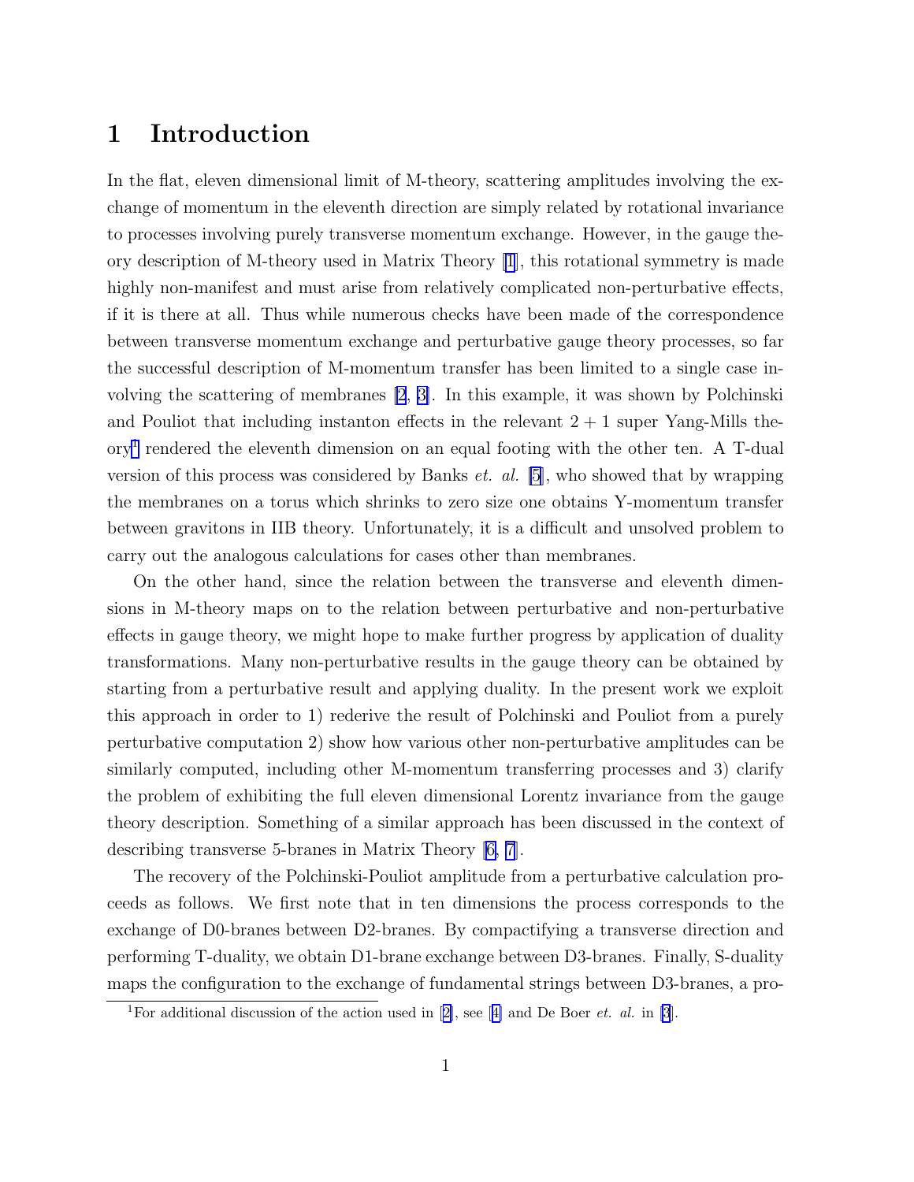# 1 Introduction

In the flat, eleven dimensional limit of M-theory, scattering amplitudes involving the exchange of momentum in the eleventh direction are simply related by rotational invariance to processes involving purely transverse momentum exchange. However, in the gauge theory description of M-theory used in Matrix Theory [1], this rotational symmetry is made highly non-manifest and must arise from relatively complicated non-perturbative effects, if it is there at all. Thus while numerous checks have been made of the correspondence between transverse momentum exchange and perturbative gauge theory processes, so far the successful description of M-momentum transfer has been limited to a single case involving the scattering of membranes [2, 3]. In this example, it was shown by Polchinski and Pouliot that including instanton effects in the relevant $2+1$ super Yang-Mills theory[1] rendered the eleventh dimension on an equal footing with the other ten. A T-dual version of this process was considered by Banks *et. al.* [5], who showed that by wrapping the membranes on a torus which shrinks to zero size one obtains Y-momentum transfer between gravitons in IIB theory. Unfortunately, it is a difficult and unsolved problem to carry out the analogous calculations for cases other than membranes.

On the other hand, since the relation between the transverse and eleventh dimensions in M-theory maps on to the relation between perturbative and non-perturbative effects in gauge theory, we might hope to make further progress by application of duality transformations. Many non-perturbative results in the gauge theory can be obtained by starting from a perturbative result and applying duality. In the present work we exploit this approach in order to 1) rederive the result of Polchinski and Pouliot from a purely perturbative computation 2) show how various other non-perturbative amplitudes can be similarly computed, including other M-momentum transferring processes and 3) clarify the problem of exhibiting the full eleven dimensional Lorentz invariance from the gauge theory description. Something of a similar approach has been discussed in the context of describing transverse 5-branes in Matrix Theory [6, 7].

The recovery of the Polchinski-Pouliot amplitude from a perturbative calculation proceeds as follows. We first note that in ten dimensions the process corresponds to the exchange of D0-branes between D2-branes. By compactifying a transverse direction and performing T-duality, we obtain D1-brane exchange between D3-branes. Finally, S-duality maps the configuration to the exchange of fundamental strings between D3-branes, a pro-

[1] For additional discussion of the action used in [2], see [4] and De Boer *et. al.* in [3].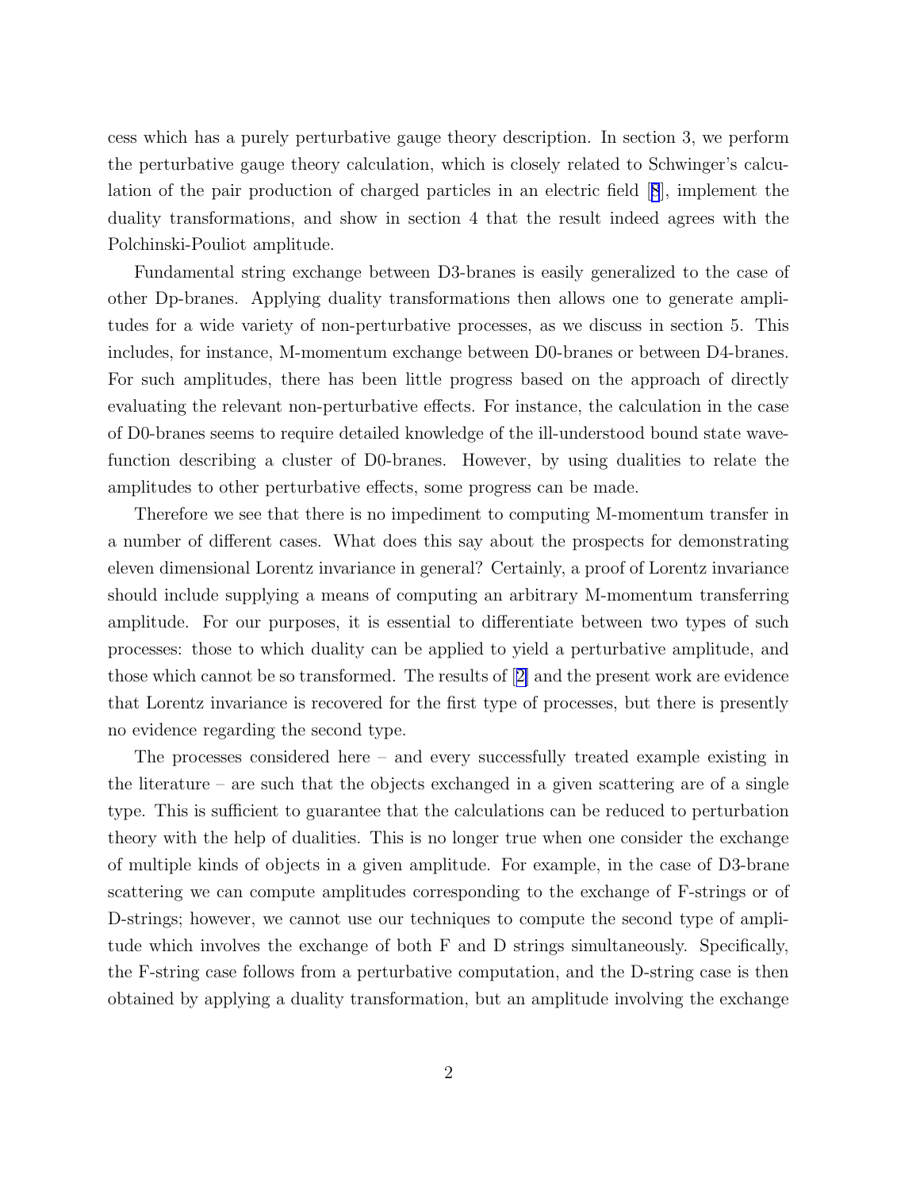cess which has a purely perturbative gauge theory description. In section 3, we perform the perturbative gauge theory calculation, which is closely related to Schwinger's calculation of the pair production of charged particles in an electric field [8], implement the duality transformations, and show in section 4 that the result indeed agrees with the Polchinski-Pouliot amplitude.

Fundamental string exchange between D3-branes is easily generalized to the case of other Dp-branes. Applying duality transformations then allows one to generate amplitudes for a wide variety of non-perturbative processes, as we discuss in section 5. This includes, for instance, M-momentum exchange between D0-branes or between D4-branes. For such amplitudes, there has been little progress based on the approach of directly evaluating the relevant non-perturbative effects. For instance, the calculation in the case of D0-branes seems to require detailed knowledge of the ill-understood bound state wavefunction describing a cluster of D0-branes. However, by using dualities to relate the amplitudes to other perturbative effects, some progress can be made.

Therefore we see that there is no impediment to computing M-momentum transfer in a number of different cases. What does this say about the prospects for demonstrating eleven dimensional Lorentz invariance in general? Certainly, a proof of Lorentz invariance should include supplying a means of computing an arbitrary M-momentum transferring amplitude. For our purposes, it is essential to differentiate between two types of such processes: those to which duality can be applied to yield a perturbative amplitude, and those which cannot be so transformed. The results of [2] and the present work are evidence that Lorentz invariance is recovered for the first type of processes, but there is presently no evidence regarding the second type.

The processes considered here – and every successfully treated example existing in the literature – are such that the objects exchanged in a given scattering are of a single type. This is sufficient to guarantee that the calculations can be reduced to perturbation theory with the help of dualities. This is no longer true when one consider the exchange of multiple kinds of objects in a given amplitude. For example, in the case of D3-brane scattering we can compute amplitudes corresponding to the exchange of F-strings or of D-strings; however, we cannot use our techniques to compute the second type of amplitude which involves the exchange of both F and D strings simultaneously. Specifically, the F-string case follows from a perturbative computation, and the D-string case is then obtained by applying a duality transformation, but an amplitude involving the exchange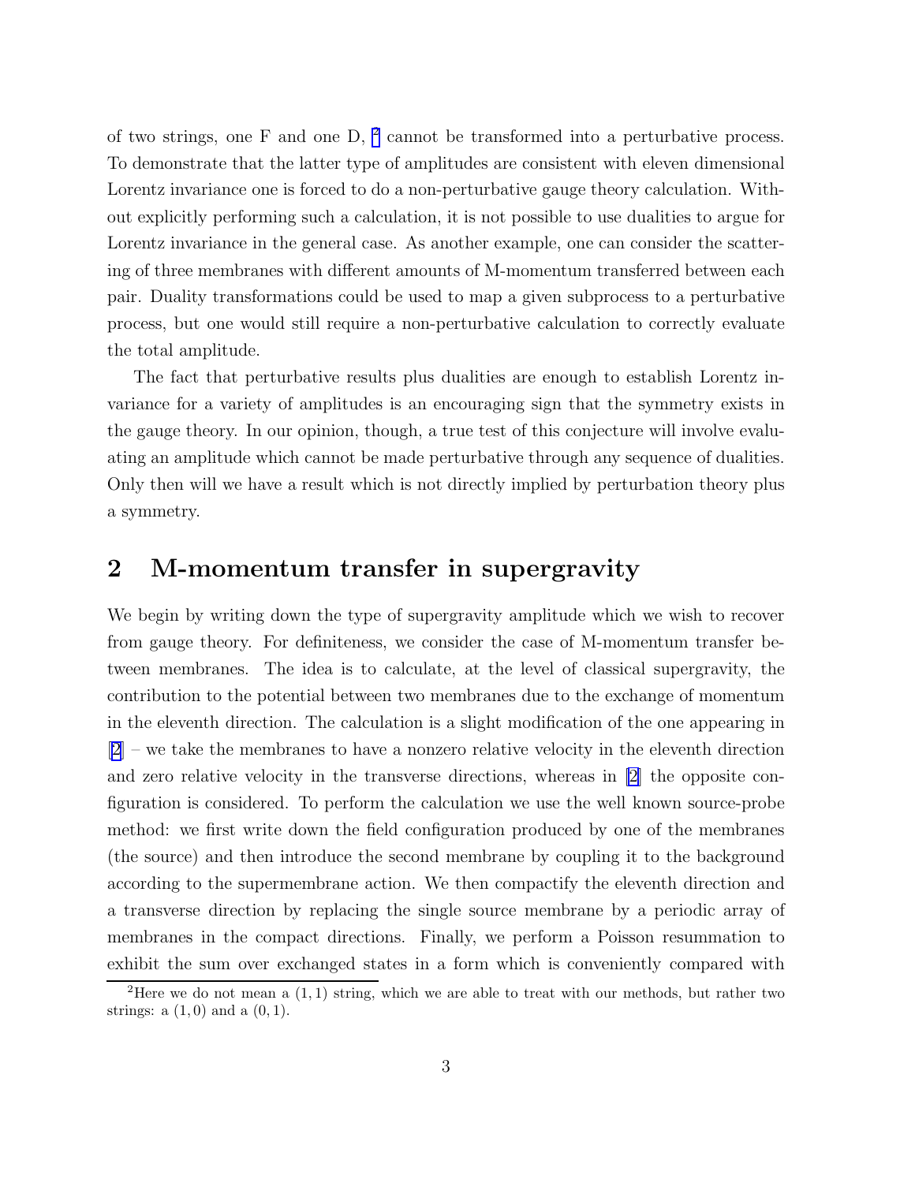of two strings, one F and one D, [2] cannot be transformed into a perturbative process. To demonstrate that the latter type of amplitudes are consistent with eleven dimensional Lorentz invariance one is forced to do a non-perturbative gauge theory calculation. Without explicitly performing such a calculation, it is not possible to use dualities to argue for Lorentz invariance in the general case. As another example, one can consider the scattering of three membranes with different amounts of M-momentum transferred between each pair. Duality transformations could be used to map a given subprocess to a perturbative process, but one would still require a non-perturbative calculation to correctly evaluate the total amplitude.

The fact that perturbative results plus dualities are enough to establish Lorentz invariance for a variety of amplitudes is an encouraging sign that the symmetry exists in the gauge theory. In our opinion, though, a true test of this conjecture will involve evaluating an amplitude which cannot be made perturbative through any sequence of dualities. Only then will we have a result which is not directly implied by perturbation theory plus a symmetry.

## 2 M-momentum transfer in supergravity

We begin by writing down the type of supergravity amplitude which we wish to recover from gauge theory. For definiteness, we consider the case of M-momentum transfer between membranes. The idea is to calculate, at the level of classical supergravity, the contribution to the potential between two membranes due to the exchange of momentum in the eleventh direction. The calculation is a slight modification of the one appearing in [2] – we take the membranes to have a nonzero relative velocity in the eleventh direction and zero relative velocity in the transverse directions, whereas in [2] the opposite configuration is considered. To perform the calculation we use the well known source-probe method: we first write down the field configuration produced by one of the membranes (the source) and then introduce the second membrane by coupling it to the background according to the supermembrane action. We then compactify the eleventh direction and a transverse direction by replacing the single source membrane by a periodic array of membranes in the compact directions. Finally, we perform a Poisson resummation to exhibit the sum over exchanged states in a form which is conveniently compared with

[2] Here we do not mean a $(1,1)$ string, which we are able to treat with our methods, but rather two strings: a $(1,0)$ and a $(0,1)$.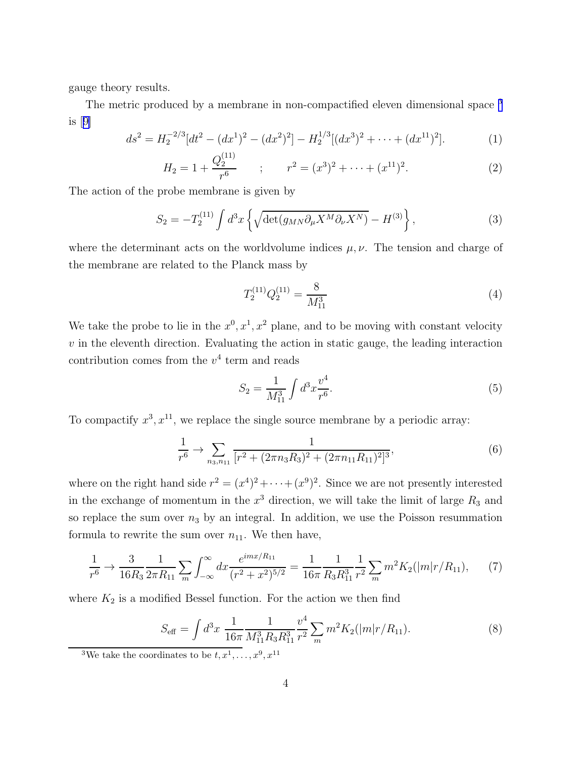gauge theory results.

The metric produced by a membrane in non-compactified eleven dimensional space [3] is [9]

$$ds^2 = H_2^{-2/3}[dt^2 - (dx^1)^2 - (dx^2)^2] - H_2^{1/3}[(dx^3)^2 + \cdots + (dx^{11})^2]. \tag{1}$$

$$H_2 = 1 + \frac{Q_2^{(11)}}{r^6} \qquad ; \qquad r^2 = (x^3)^2 + \cdots + (x^{11})^2. \tag{2}$$

The action of the probe membrane is given by

$$S_2 = -T_2^{(11)} \int d^3x \left\{ \sqrt{\det(g_{MN}\partial_\mu X^M \partial_\nu X^N)} - H^{(3)} \right\}, \tag{3}$$

where the determinant acts on the worldvolume indices $\mu, \nu$. The tension and charge of the membrane are related to the Planck mass by

$$T_2^{(11)} Q_2^{(11)} = \frac{8}{M_{11}^3} \tag{4}$$

We take the probe to lie in the $x^0, x^1, x^2$ plane, and to be moving with constant velocity $v$ in the eleventh direction. Evaluating the action in static gauge, the leading interaction contribution comes from the $v^4$ term and reads

$$S_2 = \frac{1}{M_{11}^3} \int d^3x \frac{v^4}{r^6}. \tag{5}$$

To compactify $x^3, x^{11}$, we replace the single source membrane by a periodic array:

$$\frac{1}{r^6} \to \sum_{n_3, n_{11}} \frac{1}{[r^2 + (2\pi n_3 R_3)^2 + (2\pi n_{11} R_{11})^2]^3}, \tag{6}$$

where on the right hand side $r^2 = (x^4)^2 + \cdots + (x^9)^2$. Since we are not presently interested in the exchange of momentum in the $x^3$ direction, we will take the limit of large $R_3$ and so replace the sum over $n_3$ by an integral. In addition, we use the Poisson resummation formula to rewrite the sum over $n_{11}$. We then have,

$$\frac{1}{r^6} \to \frac{3}{16 R_3} \frac{1}{2\pi R_{11}} \sum_m \int_{-\infty}^{\infty} dx \frac{e^{imx/R_{11}}}{(r^2 + x^2)^{5/2}} = \frac{1}{16\pi} \frac{1}{R_3 R_{11}^3} \frac{1}{r^2} \sum_m m^2 K_2(|m| r / R_{11}), \tag{7}$$

where $K_2$ is a modified Bessel function. For the action we then find

$$S_{\text{eff}} = \int d^3x \; \frac{1}{16\pi} \frac{1}{M_{11}^3 R_3 R_{11}^3} \frac{v^4}{r^2} \sum_m m^2 K_2(|m| r / R_{11}). \tag{8}$$

[3] We take the coordinates to be $t, x^1, \ldots, x^9, x^{11}$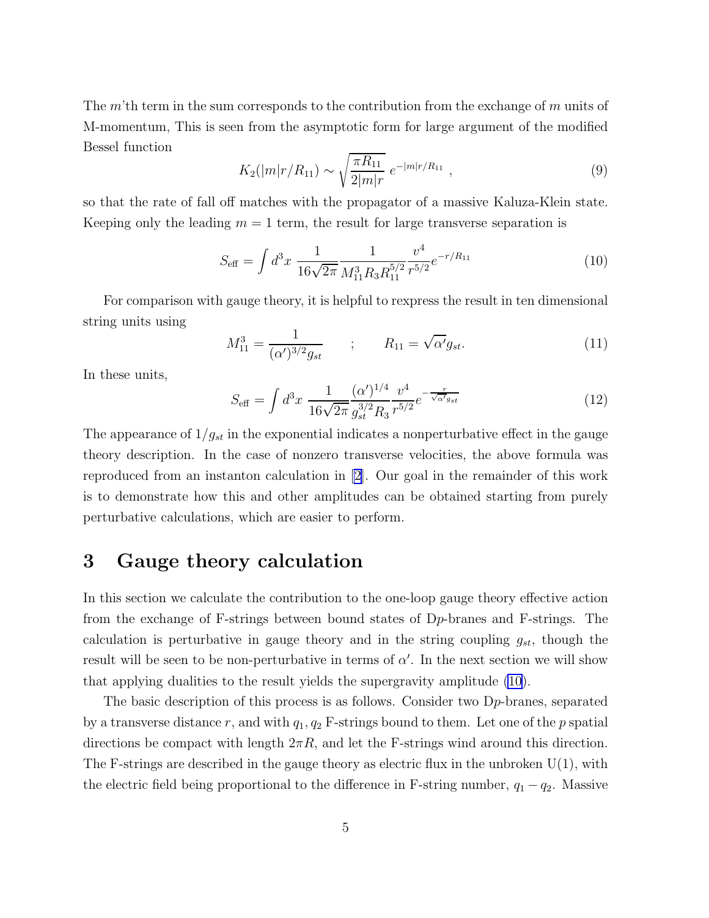The $m$'th term in the sum corresponds to the contribution from the exchange of $m$ units of M-momentum, This is seen from the asymptotic form for large argument of the modified Bessel function

$$K_2(|m|r/R_{11}) \sim \sqrt{\frac{\pi R_{11}}{2|m|r}}\; e^{-|m|r/R_{11}} \;, \tag{9}$$

so that the rate of fall off matches with the propagator of a massive Kaluza-Klein state. Keeping only the leading $m = 1$ term, the result for large transverse separation is

$$S_{\rm eff} = \int d^3x \; \frac{1}{16\sqrt{2\pi}} \frac{1}{M_{11}^3 R_3 R_{11}^{5/2}} \frac{v^4}{r^{5/2}} e^{-r/R_{11}} \tag{10}$$

For comparison with gauge theory, it is helpful to rexpress the result in ten dimensional string units using

$$M_{11}^3 = \frac{1}{(\alpha')^{3/2} g_{st}} \qquad ; \qquad R_{11} = \sqrt{\alpha'} g_{st}. \tag{11}$$

In these units,

$$S_{\rm eff} = \int d^3x \; \frac{1}{16\sqrt{2\pi}} \frac{(\alpha')^{1/4}}{g_{st}^{3/2} R_3} \frac{v^4}{r^{5/2}} e^{-\frac{r}{\sqrt{\alpha'} g_{st}}} \tag{12}$$

The appearance of $1/g_{st}$ in the exponential indicates a nonperturbative effect in the gauge theory description. In the case of nonzero transverse velocities, the above formula was reproduced from an instanton calculation in [2]. Our goal in the remainder of this work is to demonstrate how this and other amplitudes can be obtained starting from purely perturbative calculations, which are easier to perform.

# 3 Gauge theory calculation

In this section we calculate the contribution to the one-loop gauge theory effective action from the exchange of F-strings between bound states of D$p$-branes and F-strings. The calculation is perturbative in gauge theory and in the string coupling $g_{st}$, though the result will be seen to be non-perturbative in terms of $\alpha'$. In the next section we will show that applying dualities to the result yields the supergravity amplitude (10).

The basic description of this process is as follows. Consider two D$p$-branes, separated by a transverse distance $r$, and with $q_1, q_2$ F-strings bound to them. Let one of the $p$ spatial directions be compact with length $2\pi R$, and let the F-strings wind around this direction. The F-strings are described in the gauge theory as electric flux in the unbroken U(1), with the electric field being proportional to the difference in F-string number, $q_1 - q_2$. Massive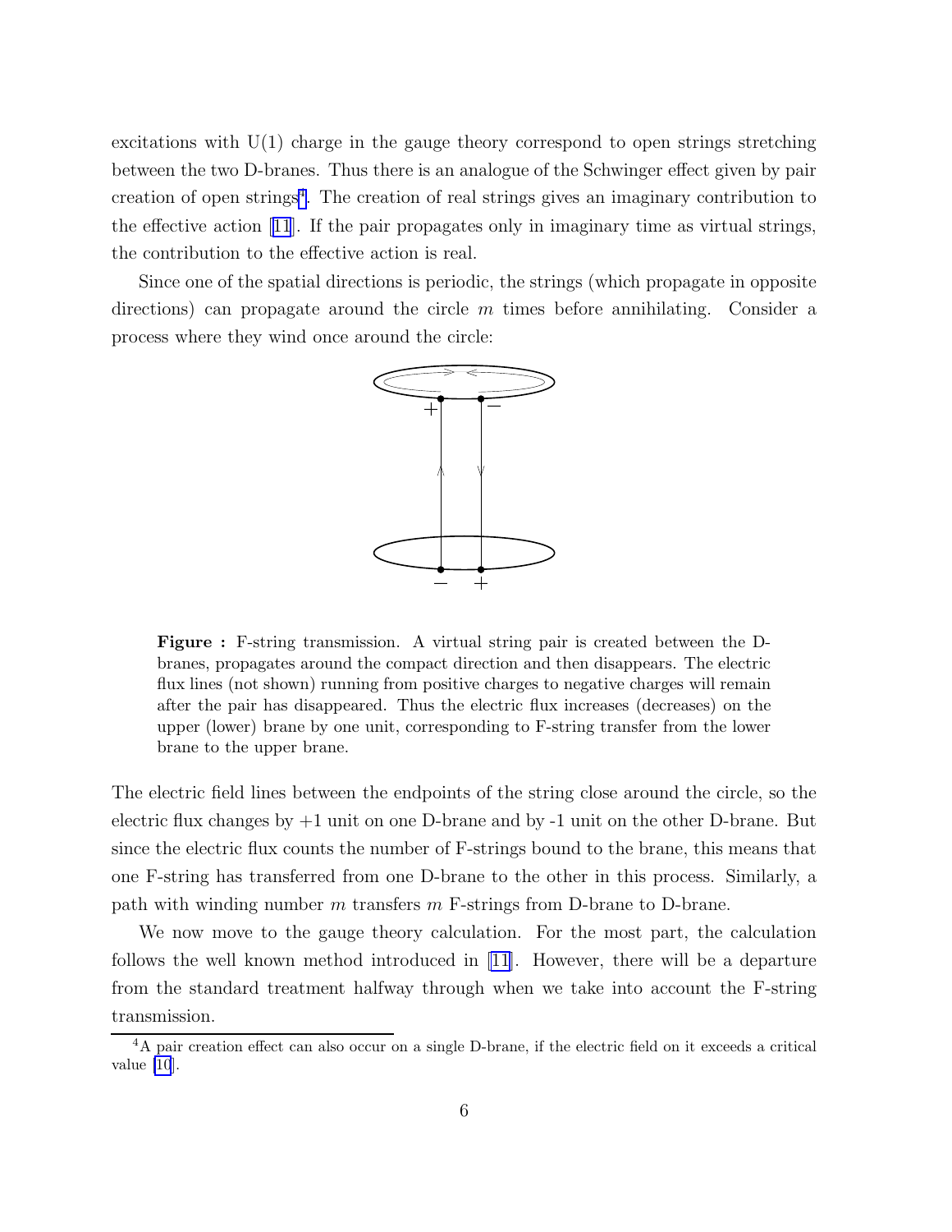excitations with U(1) charge in the gauge theory correspond to open strings stretching between the two D-branes. Thus there is an analogue of the Schwinger effect given by pair creation of open strings[4]. The creation of real strings gives an imaginary contribution to the effective action [11]. If the pair propagates only in imaginary time as virtual strings, the contribution to the effective action is real.

Since one of the spatial directions is periodic, the strings (which propagate in opposite directions) can propagate around the circle $m$ times before annihilating. Consider a process where they wind once around the circle:

**Figure :** F-string transmission. A virtual string pair is created between the D-branes, propagates around the compact direction and then disappears. The electric flux lines (not shown) running from positive charges to negative charges will remain after the pair has disappeared. Thus the electric flux increases (decreases) on the upper (lower) brane by one unit, corresponding to F-string transfer from the lower brane to the upper brane.

The electric field lines between the endpoints of the string close around the circle, so the electric flux changes by +1 unit on one D-brane and by -1 unit on the other D-brane. But since the electric flux counts the number of F-strings bound to the brane, this means that one F-string has transferred from one D-brane to the other in this process. Similarly, a path with winding number $m$ transfers $m$ F-strings from D-brane to D-brane.

We now move to the gauge theory calculation. For the most part, the calculation follows the well known method introduced in [11]. However, there will be a departure from the standard treatment halfway through when we take into account the F-string transmission.

[4] A pair creation effect can also occur on a single D-brane, if the electric field on it exceeds a critical value [10].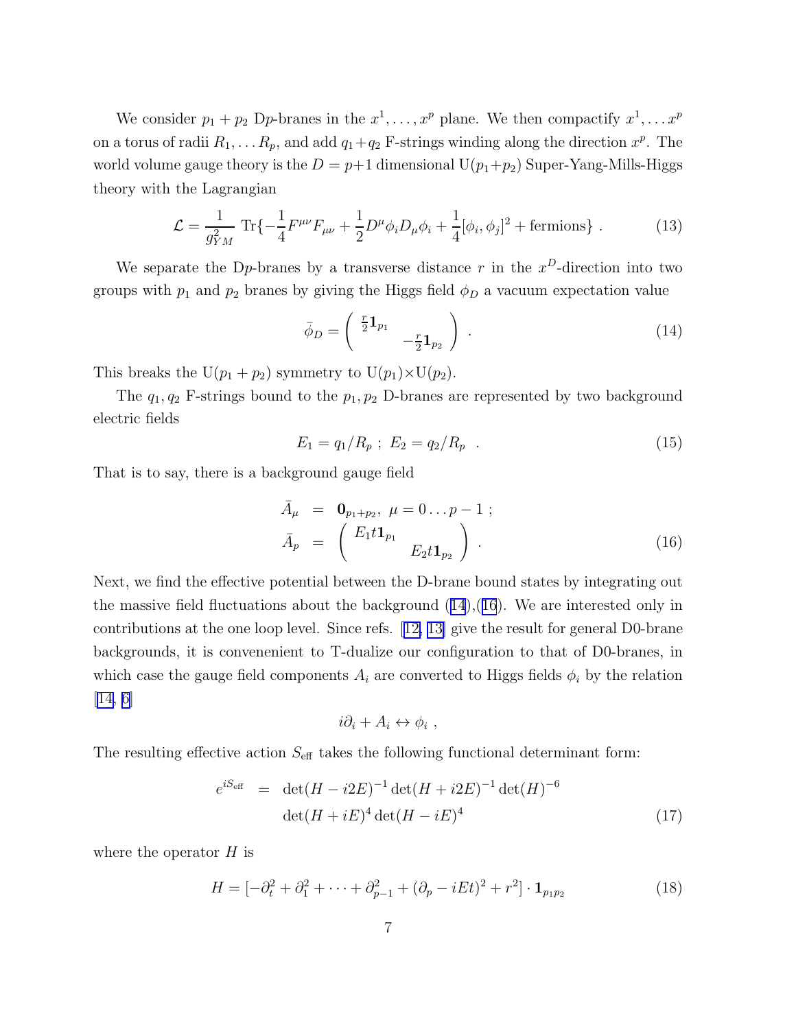We consider $p_1 + p_2$ D$p$-branes in the $x^1, \ldots, x^p$ plane. We then compactify $x^1, \ldots x^p$ on a torus of radii $R_1, \ldots R_p$, and add $q_1+q_2$ F-strings winding along the direction $x^p$. The world volume gauge theory is the $D = p+1$ dimensional U($p_1$+$p_2$) Super-Yang-Mills-Higgs theory with the Lagrangian

$$
\mathcal{L} = \frac{1}{g_{YM}^2} \,\mathrm{Tr}\{-\frac{1}{4}F^{\mu\nu}F_{\mu\nu} + \frac{1}{2}D^\mu\phi_i D_\mu\phi_i + \frac{1}{4}[\phi_i, \phi_j]^2 + \text{fermions}\}\ . \tag{13}
$$

We separate the D$p$-branes by a transverse distance $r$ in the $x^D$-direction into two groups with $p_1$ and $p_2$ branes by giving the Higgs field $\phi_D$ a vacuum expectation value

$$
\bar{\phi}_D = \begin{pmatrix} \frac{r}{2}\mathbf{1}_{p_1} & \\ & -\frac{r}{2}\mathbf{1}_{p_2} \end{pmatrix}\ . \tag{14}
$$

This breaks the U($p_1 + p_2$) symmetry to U($p_1$)$\times$U($p_2$).

The $q_1, q_2$ F-strings bound to the $p_1, p_2$ D-branes are represented by two background electric fields

$$
E_1 = q_1/R_p\ ;\ E_2 = q_2/R_p\ \ . \tag{15}
$$

That is to say, there is a background gauge field

$$
\begin{aligned}
\bar{A}_\mu &= \mathbf{0}_{p_1+p_2},\ \mu = 0 \ldots p-1\ ; \\
\bar{A}_p &= \begin{pmatrix} E_1 t \mathbf{1}_{p_1} & \\ & E_2 t \mathbf{1}_{p_2} \end{pmatrix}\ .
\end{aligned} \tag{16}
$$

Next, we find the effective potential between the D-brane bound states by integrating out the massive field fluctuations about the background (14),(16). We are interested only in contributions at the one loop level. Since refs. [12, 13] give the result for general D0-brane backgrounds, it is convenenient to T-dualize our configuration to that of D0-branes, in which case the gauge field components $A_i$ are converted to Higgs fields $\phi_i$ by the relation [14, 6]

$$
i\partial_i + A_i \leftrightarrow \phi_i\ ,
$$

The resulting effective action $S_{\text{eff}}$ takes the following functional determinant form:

$$
\begin{aligned}
e^{iS_{\text{eff}}} &= \det(H - i2E)^{-1}\det(H + i2E)^{-1}\det(H)^{-6} \\
&\quad \det(H + iE)^4 \det(H - iE)^4
\end{aligned} \tag{17}
$$

where the operator $H$ is

$$
H = [-\partial_t^2 + \partial_1^2 + \cdots + \partial_{p-1}^2 + (\partial_p - iEt)^2 + r^2] \cdot \mathbf{1}_{p_1 p_2} \tag{18}
$$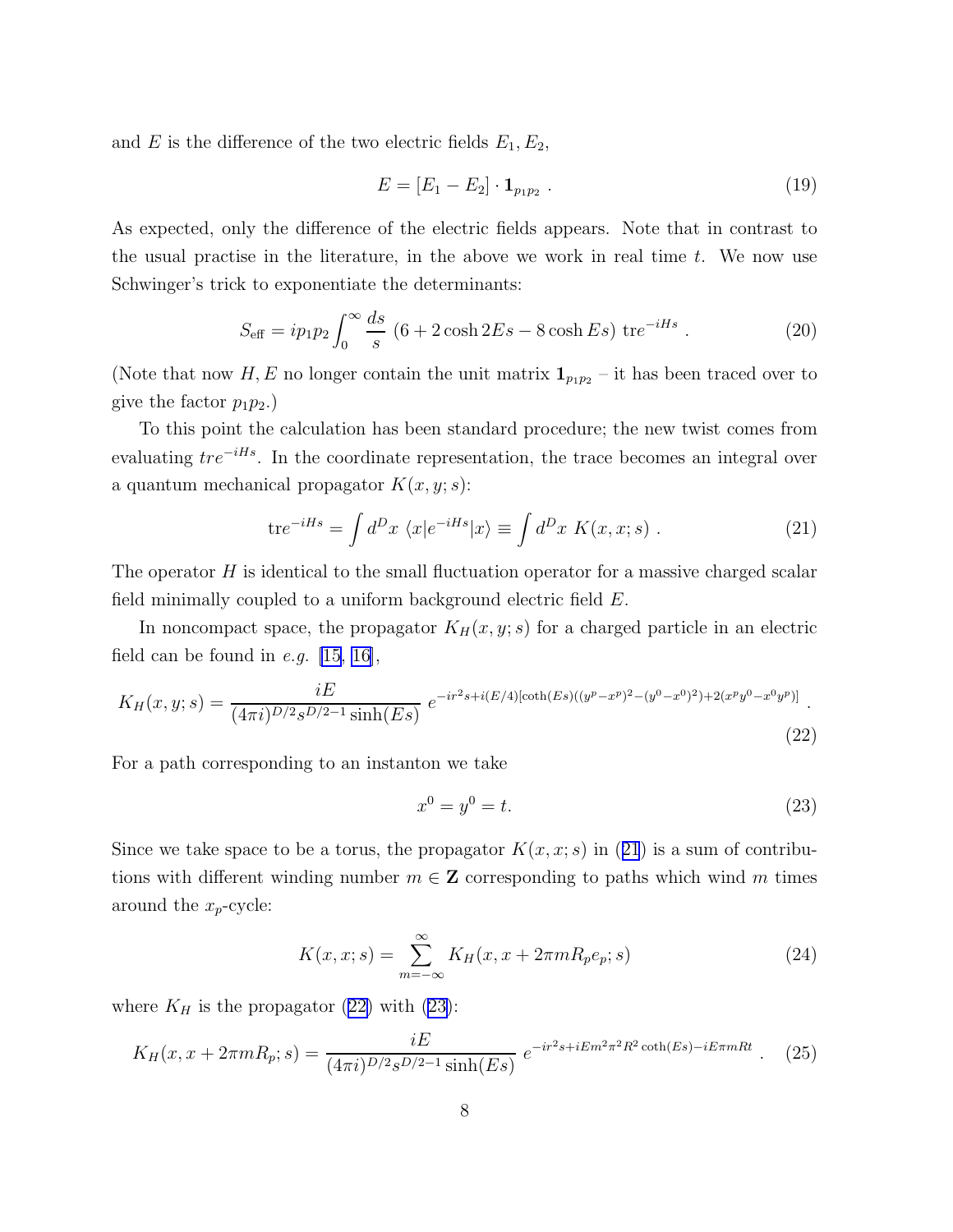and $E$ is the difference of the two electric fields $E_1, E_2$,

$$E = [E_1 - E_2] \cdot \mathbf{1}_{p_1 p_2} \ . \tag{19}$$

As expected, only the difference of the electric fields appears. Note that in contrast to the usual practise in the literature, in the above we work in real time $t$. We now use Schwinger's trick to exponentiate the determinants:

$$S_{\text{eff}} = ip_1 p_2 \int_0^\infty \frac{ds}{s} \left(6 + 2\cosh 2Es - 8\cosh Es\right) \text{tr} e^{-iHs} \ . \tag{20}$$

(Note that now $H, E$ no longer contain the unit matrix $\mathbf{1}_{p_1 p_2}$ – it has been traced over to give the factor $p_1 p_2$.)

To this point the calculation has been standard procedure; the new twist comes from evaluating $tre^{-iHs}$. In the coordinate representation, the trace becomes an integral over a quantum mechanical propagator $K(x, y; s)$:

$$\text{tr} e^{-iHs} = \int d^D x \ \langle x | e^{-iHs} | x \rangle \equiv \int d^D x \ K(x, x; s) \ . \tag{21}$$

The operator $H$ is identical to the small fluctuation operator for a massive charged scalar field minimally coupled to a uniform background electric field $E$.

In noncompact space, the propagator $K_H(x, y; s)$ for a charged particle in an electric field can be found in *e.g.* [15, 16],

$$K_H(x, y; s) = \frac{iE}{(4\pi i)^{D/2} s^{D/2-1} \sinh(Es)} \ e^{-ir^2 s + i(E/4)[\coth(Es)((y^p - x^p)^2 - (y^0 - x^0)^2) + 2(x^p y^0 - x^0 y^p)]} \ . \tag{22}$$

For a path corresponding to an instanton we take

$$x^0 = y^0 = t. \tag{23}$$

Since we take space to be a torus, the propagator $K(x, x; s)$ in (21) is a sum of contributions with different winding number $m \in \mathbf{Z}$ corresponding to paths which wind $m$ times around the $x_p$-cycle:

$$K(x, x; s) = \sum_{m=-\infty}^{\infty} K_H(x, x + 2\pi m R_p e_p; s) \tag{24}$$

where $K_H$ is the propagator (22) with (23):

$$K_H(x, x + 2\pi m R_p; s) = \frac{iE}{(4\pi i)^{D/2} s^{D/2-1} \sinh(Es)} \ e^{-ir^2 s + iEm^2 \pi^2 R^2 \coth(Es) - iE\pi m R t} \ . \tag{25}$$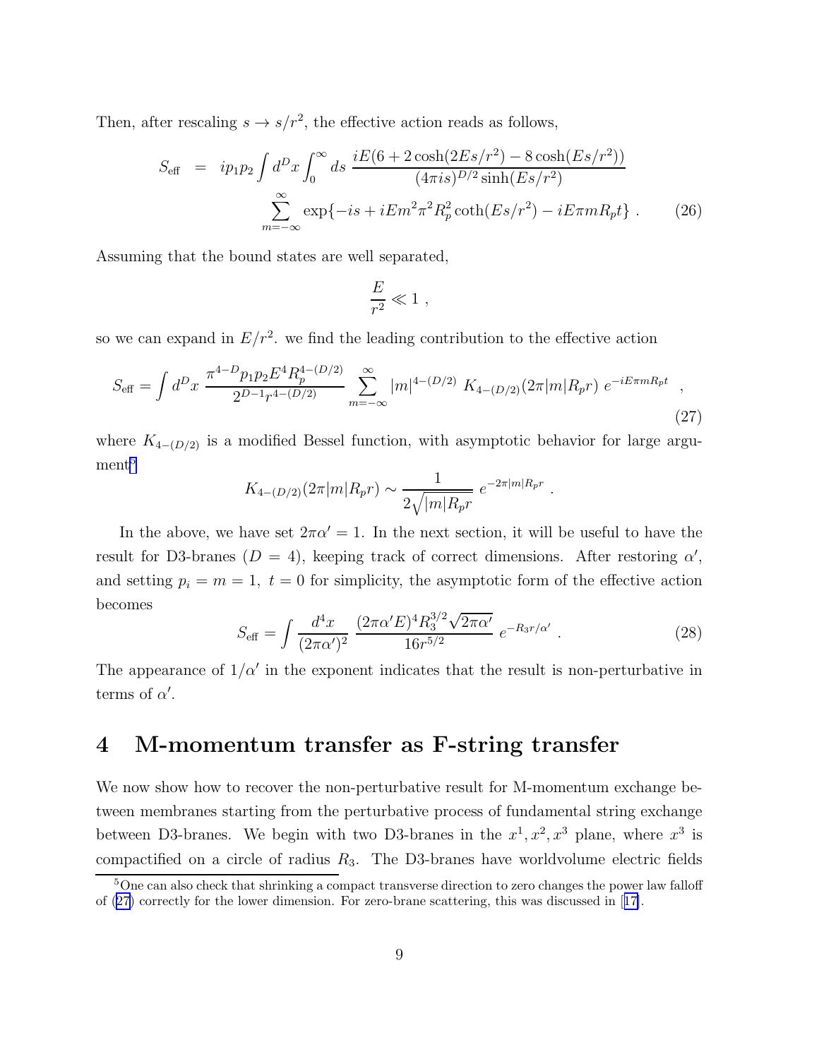Then, after rescaling $s \to s/r^2$, the effective action reads as follows,

$$
\begin{aligned}
S_{\text{eff}} &= ip_1p_2 \int d^Dx \int_0^\infty ds \, \frac{iE(6 + 2\cosh(2Es/r^2) - 8\cosh(Es/r^2))}{(4\pi i s)^{D/2}\sinh(Es/r^2)} \\
&\quad \sum_{m=-\infty}^{\infty} \exp\{-is + iEm^2\pi^2 R_p^2 \coth(Es/r^2) - iE\pi m R_p t\} \; . \qquad (26)
\end{aligned}
$$

Assuming that the bound states are well separated,

$$
\frac{E}{r^2} \ll 1 \; ,
$$

so we can expand in $E/r^2$. we find the leading contribution to the effective action

$$
S_{\text{eff}} = \int d^Dx \; \frac{\pi^{4-D} p_1 p_2 E^4 R_p^{4-(D/2)}}{2^{D-1} r^{4-(D/2)}} \sum_{m=-\infty}^{\infty} |m|^{4-(D/2)} \; K_{4-(D/2)}(2\pi |m| R_p r) \; e^{-iE\pi m R_p t} \quad , \qquad (27)
$$

where $K_{4-(D/2)}$ is a modified Bessel function, with asymptotic behavior for large argument[5]

$$
K_{4-(D/2)}(2\pi |m| R_p r) \sim \frac{1}{2\sqrt{|m| R_p r}} \; e^{-2\pi |m| R_p r} \; .
$$

In the above, we have set $2\pi\alpha' = 1$. In the next section, it will be useful to have the result for D3-branes ($D = 4$), keeping track of correct dimensions. After restoring $\alpha'$, and setting $p_i = m = 1, \; t = 0$ for simplicity, the asymptotic form of the effective action becomes

$$
S_{\text{eff}} = \int \frac{d^4x}{(2\pi\alpha')^2} \; \frac{(2\pi\alpha' E)^4 R_3^{3/2} \sqrt{2\pi\alpha'}}{16 r^{5/2}} \; e^{-R_3 r/\alpha'} \; . \qquad (28)
$$

The appearance of $1/\alpha'$ in the exponent indicates that the result is non-perturbative in terms of $\alpha'$.

# 4 M-momentum transfer as F-string transfer

We now show how to recover the non-perturbative result for M-momentum exchange between membranes starting from the perturbative process of fundamental string exchange between D3-branes. We begin with two D3-branes in the $x^1, x^2, x^3$ plane, where $x^3$ is compactified on a circle of radius $R_3$. The D3-branes have worldvolume electric fields

---

[5] One can also check that shrinking a compact transverse direction to zero changes the power law falloff of (27) correctly for the lower dimension. For zero-brane scattering, this was discussed in [17].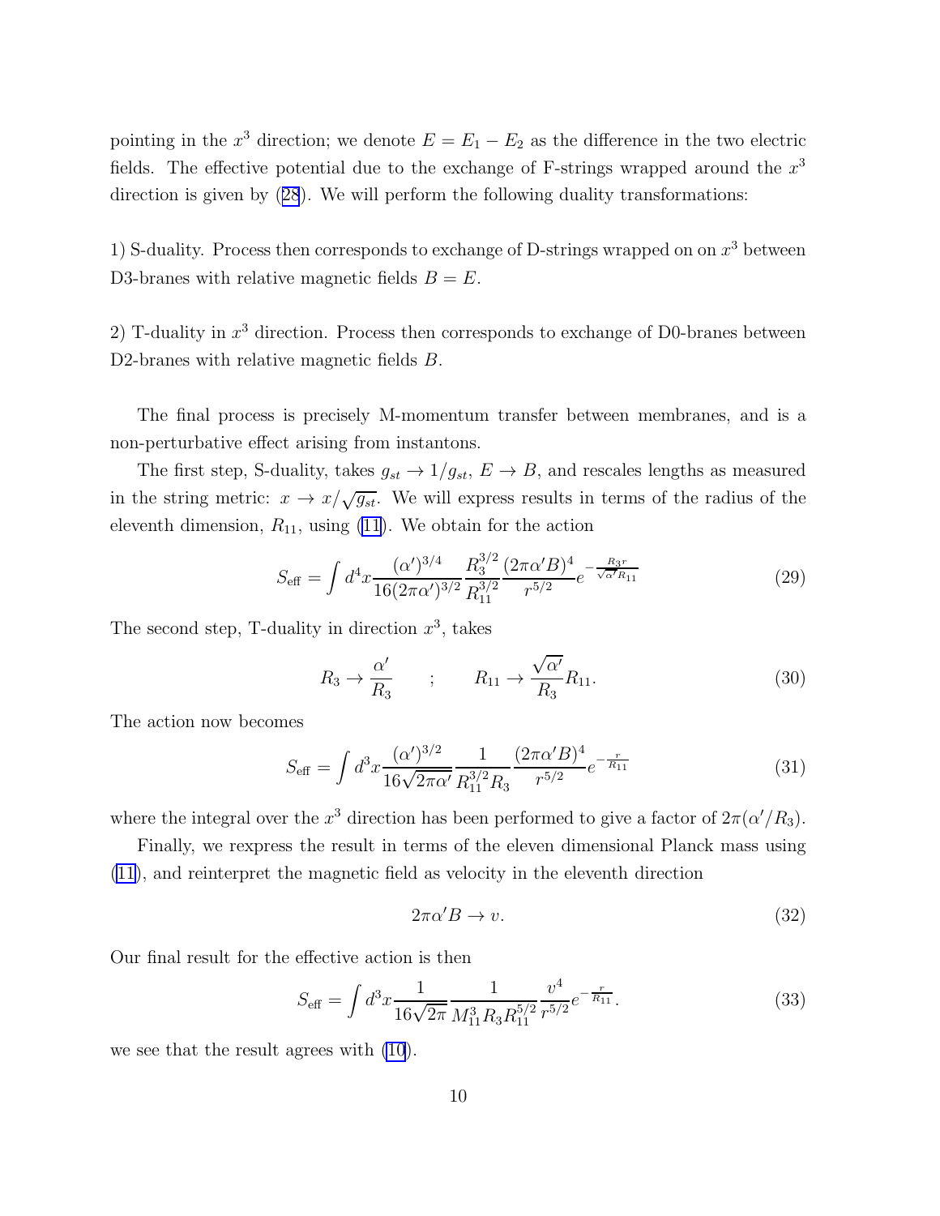pointing in the $x^3$ direction; we denote $E = E_1 - E_2$ as the difference in the two electric fields. The effective potential due to the exchange of F-strings wrapped around the $x^3$ direction is given by (28). We will perform the following duality transformations:

1) S-duality. Process then corresponds to exchange of D-strings wrapped on on $x^3$ between D3-branes with relative magnetic fields $B = E$.

2) T-duality in $x^3$ direction. Process then corresponds to exchange of D0-branes between D2-branes with relative magnetic fields $B$.

The final process is precisely M-momentum transfer between membranes, and is a non-perturbative effect arising from instantons.

The first step, S-duality, takes $g_{st} \to 1/g_{st}$, $E \to B$, and rescales lengths as measured in the string metric: $x \to x/\sqrt{g_{st}}$. We will express results in terms of the radius of the eleventh dimension, $R_{11}$, using (11). We obtain for the action

$$S_{\text{eff}} = \int d^4x \frac{(\alpha')^{3/4}}{16(2\pi\alpha')^{3/2}} \frac{R_3^{3/2}}{R_{11}^{3/2}} \frac{(2\pi\alpha' B)^4}{r^{5/2}} e^{-\frac{R_3 r}{\sqrt{\alpha'} R_{11}}} \tag{29}$$

The second step, T-duality in direction $x^3$, takes

$$R_3 \to \frac{\alpha'}{R_3} \qquad ; \qquad R_{11} \to \frac{\sqrt{\alpha'}}{R_3} R_{11}. \tag{30}$$

The action now becomes

$$S_{\text{eff}} = \int d^3x \frac{(\alpha')^{3/2}}{16\sqrt{2\pi\alpha'}} \frac{1}{R_{11}^{3/2} R_3} \frac{(2\pi\alpha' B)^4}{r^{5/2}} e^{-\frac{r}{R_{11}}} \tag{31}$$

where the integral over the $x^3$ direction has been performed to give a factor of $2\pi(\alpha'/R_3)$.

Finally, we rexpress the result in terms of the eleven dimensional Planck mass using (11), and reinterpret the magnetic field as velocity in the eleventh direction

$$2\pi\alpha' B \to v. \tag{32}$$

Our final result for the effective action is then

$$S_{\text{eff}} = \int d^3x \frac{1}{16\sqrt{2\pi}} \frac{1}{M_{11}^3 R_3 R_{11}^{5/2}} \frac{v^4}{r^{5/2}} e^{-\frac{r}{R_{11}}}. \tag{33}$$

we see that the result agrees with (10).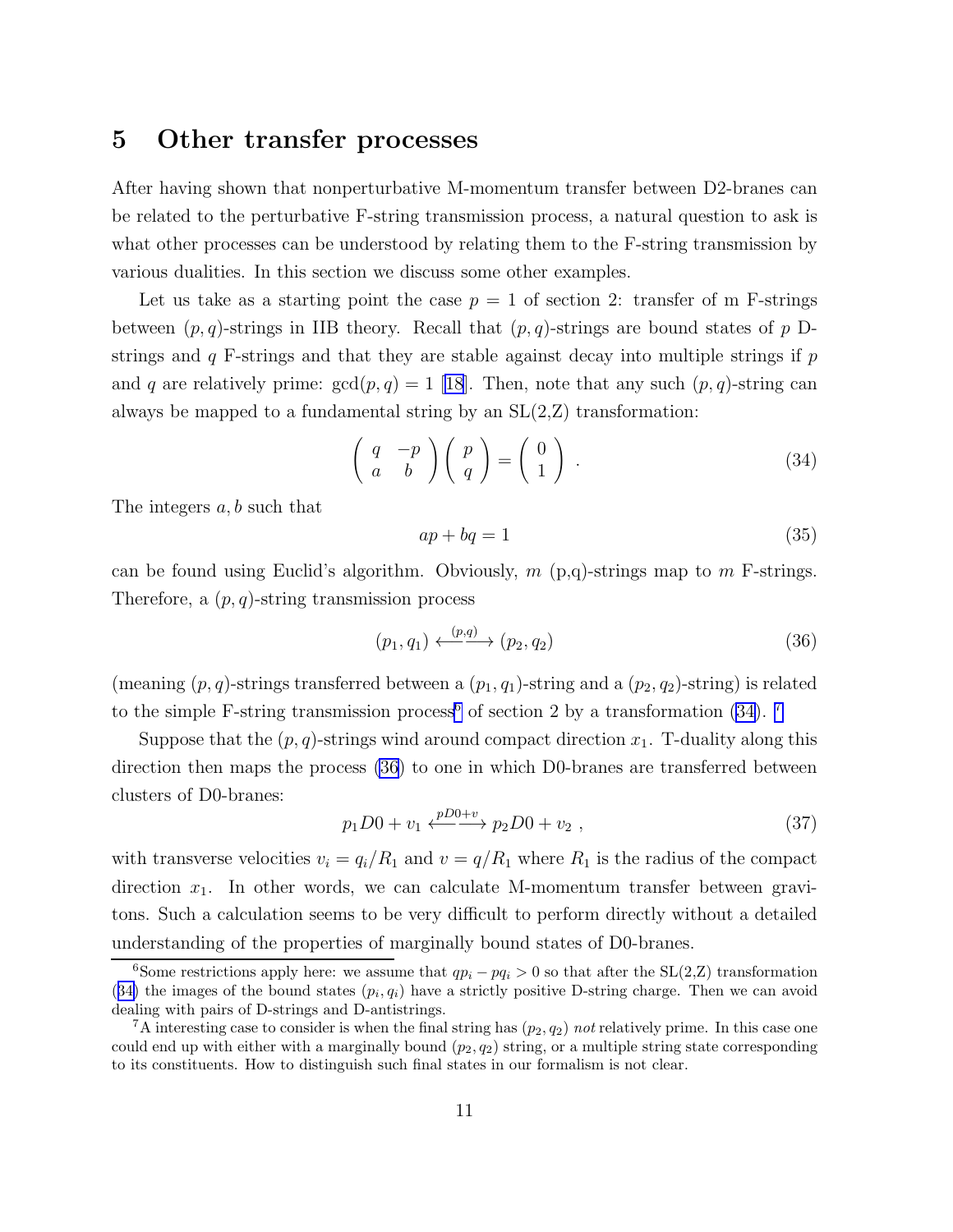## 5 Other transfer processes

After having shown that nonperturbative M-momentum transfer between D2-branes can be related to the perturbative F-string transmission process, a natural question to ask is what other processes can be understood by relating them to the F-string transmission by various dualities. In this section we discuss some other examples.

Let us take as a starting point the case $p = 1$ of section 2: transfer of m F-strings between $(p, q)$-strings in IIB theory. Recall that $(p, q)$-strings are bound states of $p$ D-strings and $q$ F-strings and that they are stable against decay into multiple strings if $p$ and $q$ are relatively prime: $\gcd(p, q) = 1$ [18]. Then, note that any such $(p, q)$-string can always be mapped to a fundamental string by an SL(2,Z) transformation:

$$\begin{pmatrix} q & -p \\ a & b \end{pmatrix} \begin{pmatrix} p \\ q \end{pmatrix} = \begin{pmatrix} 0 \\ 1 \end{pmatrix} . \tag{34}$$

The integers $a, b$ such that

$$ap + bq = 1 \tag{35}$$

can be found using Euclid's algorithm. Obviously, $m$ (p,q)-strings map to $m$ F-strings. Therefore, a $(p, q)$-string transmission process

$$(p_1, q_1) \stackrel{(p,q)}{\longleftrightarrow} (p_2, q_2) \tag{36}$$

(meaning $(p, q)$-strings transferred between a $(p_1, q_1)$-string and a $(p_2, q_2)$-string) is related to the simple F-string transmission process[6] of section 2 by a transformation (34). [7]

Suppose that the $(p, q)$-strings wind around compact direction $x_1$. T-duality along this direction then maps the process (36) to one in which D0-branes are transferred between clusters of D0-branes:

$$p_1 D0 + v_1 \stackrel{pD0+v}{\longleftrightarrow} p_2 D0 + v_2 \ , \tag{37}$$

with transverse velocities $v_i = q_i/R_1$ and $v = q/R_1$ where $R_1$ is the radius of the compact direction $x_1$. In other words, we can calculate M-momentum transfer between gravitons. Such a calculation seems to be very difficult to perform directly without a detailed understanding of the properties of marginally bound states of D0-branes.

[6] Some restrictions apply here: we assume that $qp_i - pq_i > 0$ so that after the SL(2,Z) transformation (34) the images of the bound states $(p_i, q_i)$ have a strictly positive D-string charge. Then we can avoid dealing with pairs of D-strings and D-antistrings.

[7] A interesting case to consider is when the final string has $(p_2, q_2)$ *not* relatively prime. In this case one could end up with either with a marginally bound $(p_2, q_2)$ string, or a multiple string state corresponding to its constituents. How to distinguish such final states in our formalism is not clear.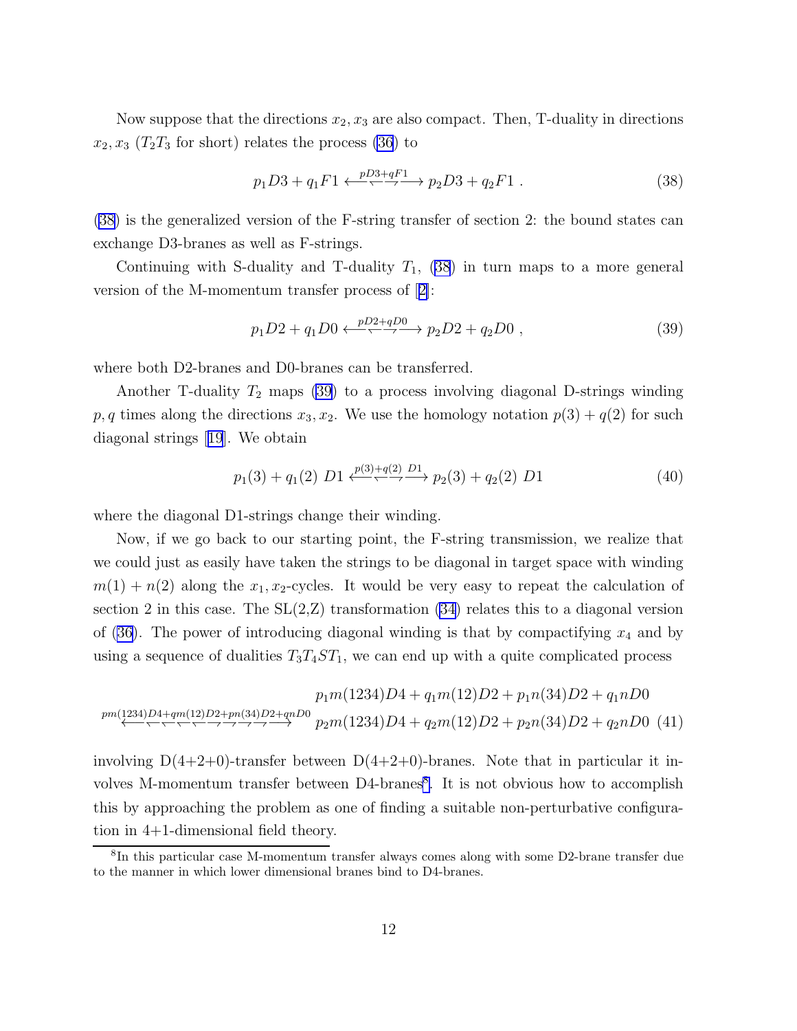Now suppose that the directions $x_2, x_3$ are also compact. Then, T-duality in directions $x_2, x_3$ ($T_2T_3$ for short) relates the process (36) to

$$p_1 D3 + q_1 F1 \xleftarrow{pD3+qF1}\!\!\xrightarrow{} p_2 D3 + q_2 F1 \; . \tag{38}$$

(38) is the generalized version of the F-string transfer of section 2: the bound states can exchange D3-branes as well as F-strings.

Continuing with S-duality and T-duality $T_1$, (38) in turn maps to a more general version of the M-momentum transfer process of [2]:

$$p_1 D2 + q_1 D0 \xleftarrow{pD2+qD0}\!\!\xrightarrow{} p_2 D2 + q_2 D0 \; , \tag{39}$$

where both D2-branes and D0-branes can be transferred.

Another T-duality $T_2$ maps (39) to a process involving diagonal D-strings winding $p, q$ times along the directions $x_3, x_2$. We use the homology notation $p(3) + q(2)$ for such diagonal strings [19]. We obtain

$$p_1(3) + q_1(2)\; D1 \xleftarrow{p(3)+q(2)\;D1}\!\!\xrightarrow{} p_2(3) + q_2(2)\; D1 \tag{40}$$

where the diagonal D1-strings change their winding.

Now, if we go back to our starting point, the F-string transmission, we realize that we could just as easily have taken the strings to be diagonal in target space with winding $m(1) + n(2)$ along the $x_1, x_2$-cycles. It would be very easy to repeat the calculation of section 2 in this case. The SL(2,Z) transformation (34) relates this to a diagonal version of (36). The power of introducing diagonal winding is that by compactifying $x_4$ and by using a sequence of dualities $T_3T_4ST_1$, we can end up with a quite complicated process

$$\begin{aligned} & p_1 m(1234) D4 + q_1 m(12) D2 + p_1 n(34) D2 + q_1 n D0 \\ \xleftarrow{pm(1234)D4+qm(12)D2+pn(34)D2+qnD0}\!\!\xrightarrow{} \; & p_2 m(1234) D4 + q_2 m(12) D2 + p_2 n(34) D2 + q_2 n D0 \end{aligned} \tag{41}$$

involving D(4+2+0)-transfer between D(4+2+0)-branes. Note that in particular it involves M-momentum transfer between D4-branes[8]. It is not obvious how to accomplish this by approaching the problem as one of finding a suitable non-perturbative configuration in 4+1-dimensional field theory.

[8] In this particular case M-momentum transfer always comes along with some D2-brane transfer due to the manner in which lower dimensional branes bind to D4-branes.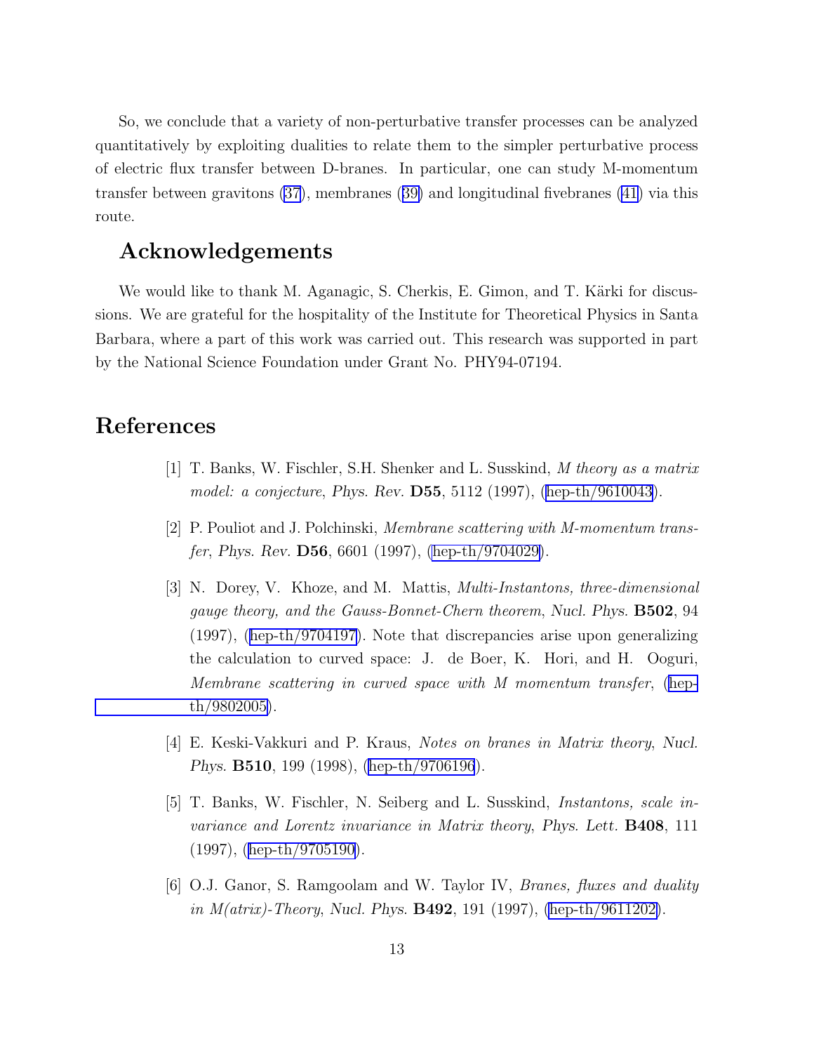So, we conclude that a variety of non-perturbative transfer processes can be analyzed quantitatively by exploiting dualities to relate them to the simpler perturbative process of electric flux transfer between D-branes. In particular, one can study M-momentum transfer between gravitons (37), membranes (39) and longitudinal fivebranes (41) via this route.

## Acknowledgements

We would like to thank M. Aganagic, S. Cherkis, E. Gimon, and T. Kärki for discussions. We are grateful for the hospitality of the Institute for Theoretical Physics in Santa Barbara, where a part of this work was carried out. This research was supported in part by the National Science Foundation under Grant No. PHY94-07194.

## References

[1] T. Banks, W. Fischler, S.H. Shenker and L. Susskind, *M theory as a matrix model: a conjecture*, *Phys. Rev.* **D55**, 5112 (1997), (hep-th/9610043).

[2] P. Pouliot and J. Polchinski, *Membrane scattering with M-momentum transfer*, *Phys. Rev.* **D56**, 6601 (1997), (hep-th/9704029).

[3] N. Dorey, V. Khoze, and M. Mattis, *Multi-Instantons, three-dimensional gauge theory, and the Gauss-Bonnet-Chern theorem*, *Nucl. Phys.* **B502**, 94 (1997), (hep-th/9704197). Note that discrepancies arise upon generalizing the calculation to curved space: J. de Boer, K. Hori, and H. Ooguri, *Membrane scattering in curved space with M momentum transfer*, (hep-th/9802005).

[4] E. Keski-Vakkuri and P. Kraus, *Notes on branes in Matrix theory*, *Nucl. Phys.* **B510**, 199 (1998), (hep-th/9706196).

[5] T. Banks, W. Fischler, N. Seiberg and L. Susskind, *Instantons, scale invariance and Lorentz invariance in Matrix theory*, *Phys. Lett.* **B408**, 111 (1997), (hep-th/9705190).

[6] O.J. Ganor, S. Ramgoolam and W. Taylor IV, *Branes, fluxes and duality in M(atrix)-Theory*, *Nucl. Phys.* **B492**, 191 (1997), (hep-th/9611202).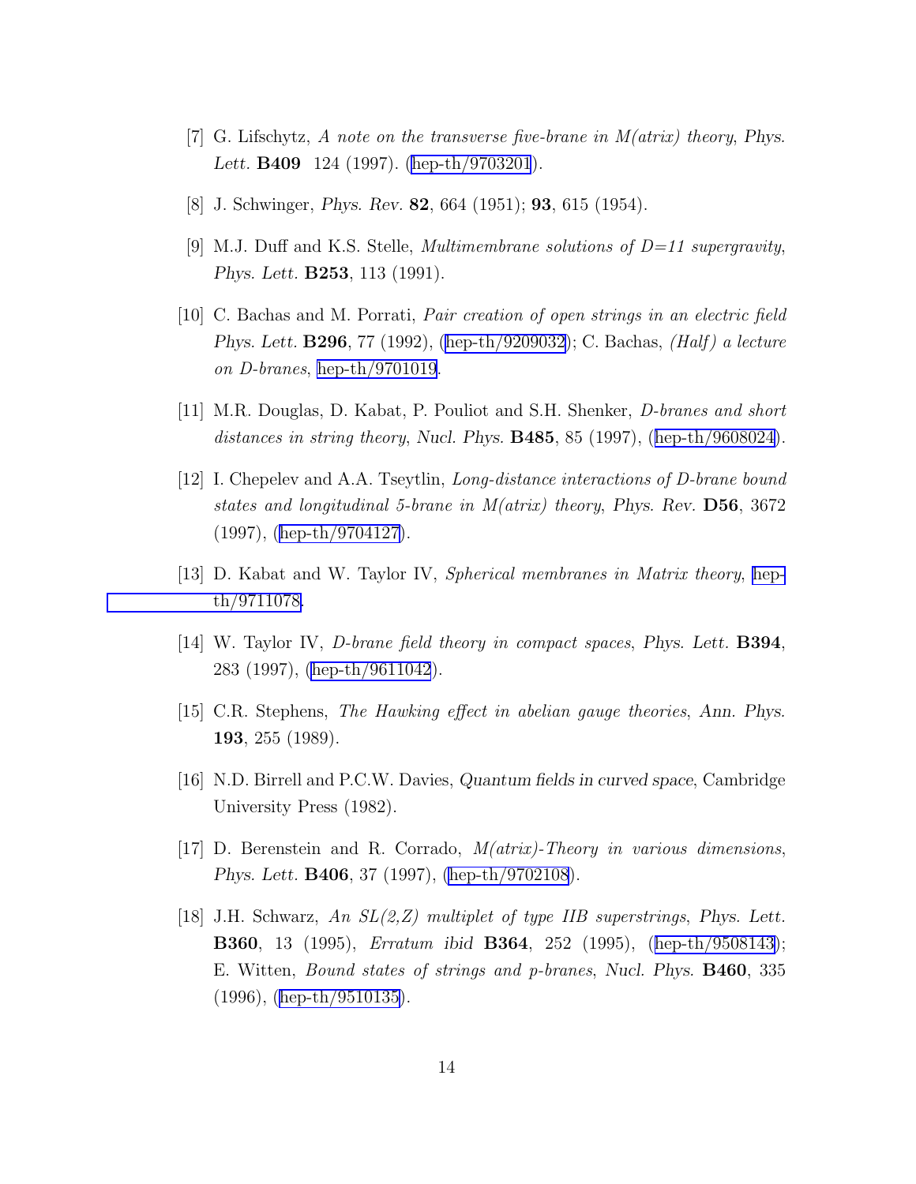[7] G. Lifschytz, *A note on the transverse five-brane in M(atrix) theory*, Phys. Lett. **B409** 124 (1997). (hep-th/9703201).

[8] J. Schwinger, *Phys. Rev.* **82**, 664 (1951); **93**, 615 (1954).

[9] M.J. Duff and K.S. Stelle, *Multimembrane solutions of D=11 supergravity*, *Phys. Lett.* **B253**, 113 (1991).

[10] C. Bachas and M. Porrati, *Pair creation of open strings in an electric field* *Phys. Lett.* **B296**, 77 (1992), (hep-th/9209032); C. Bachas, *(Half) a lecture on D-branes*, hep-th/9701019.

[11] M.R. Douglas, D. Kabat, P. Pouliot and S.H. Shenker, *D-branes and short distances in string theory*, Nucl. Phys. **B485**, 85 (1997), (hep-th/9608024).

[12] I. Chepelev and A.A. Tseytlin, *Long-distance interactions of D-brane bound states and longitudinal 5-brane in M(atrix) theory*, Phys. Rev. **D56**, 3672 (1997), (hep-th/9704127).

[13] D. Kabat and W. Taylor IV, *Spherical membranes in Matrix theory*, hep-th/9711078.

[14] W. Taylor IV, *D-brane field theory in compact spaces*, Phys. Lett. **B394**, 283 (1997), (hep-th/9611042).

[15] C.R. Stephens, *The Hawking effect in abelian gauge theories*, Ann. Phys. **193**, 255 (1989).

[16] N.D. Birrell and P.C.W. Davies, *Quantum fields in curved space*, Cambridge University Press (1982).

[17] D. Berenstein and R. Corrado, *M(atrix)-Theory in various dimensions*, *Phys. Lett.* **B406**, 37 (1997), (hep-th/9702108).

[18] J.H. Schwarz, *An SL(2,Z) multiplet of type IIB superstrings*, Phys. Lett. **B360**, 13 (1995), *Erratum ibid* **B364**, 252 (1995), (hep-th/9508143); E. Witten, *Bound states of strings and p-branes*, Nucl. Phys. **B460**, 335 (1996), (hep-th/9510135).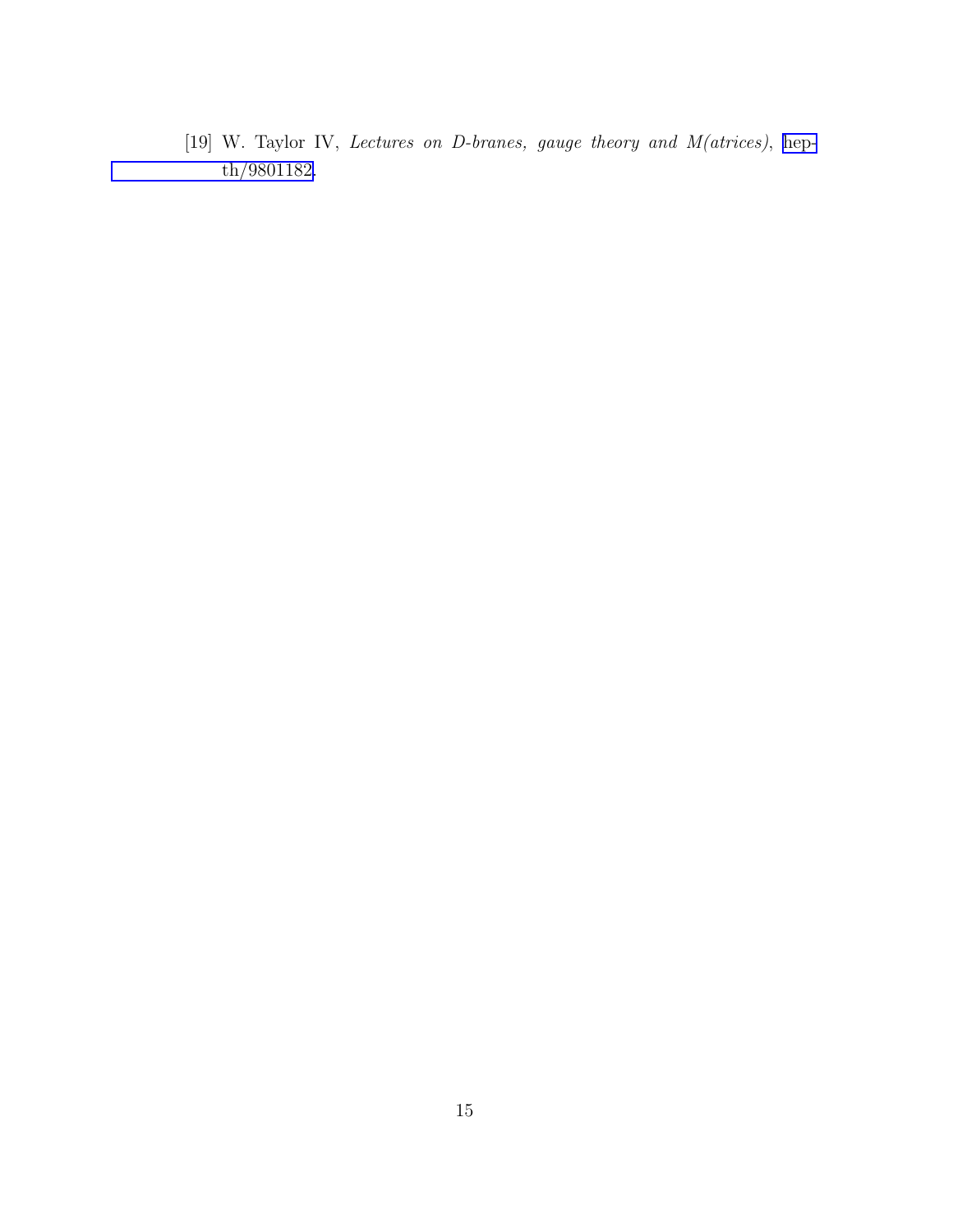[19] W. Taylor IV, *Lectures on D-branes, gauge theory and M(atrices)*, hep-th/9801182.